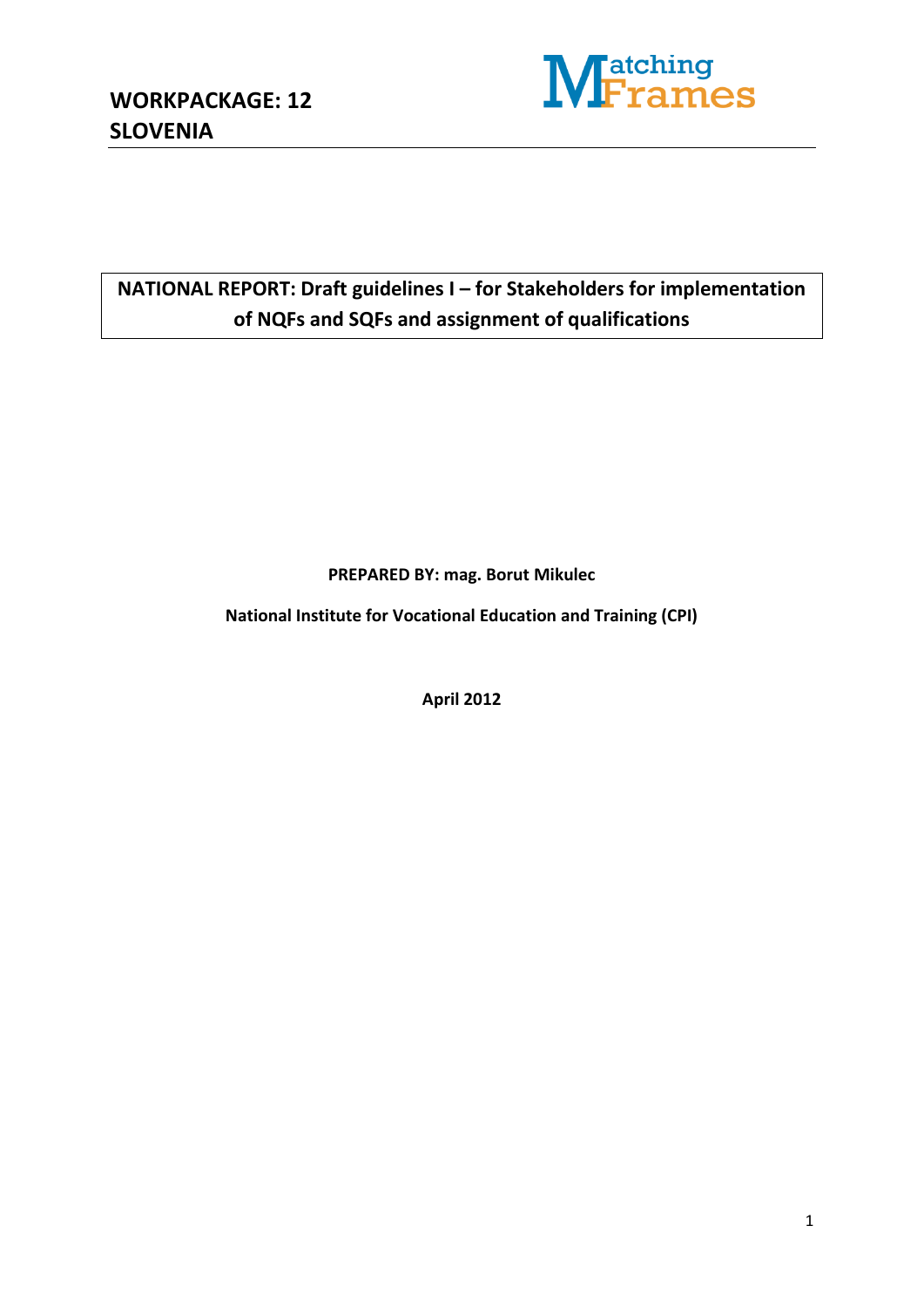# WORKPACKAGE: 12
# SLOVENIA

MatchingFrames

**NATIONAL REPORT: Draft guidelines I – for Stakeholders for implementation of NQFs and SQFs and assignment of qualifications**

**PREPARED BY: mag. Borut Mikulec**

**National Institute for Vocational Education and Training (CPI)**

**April 2012**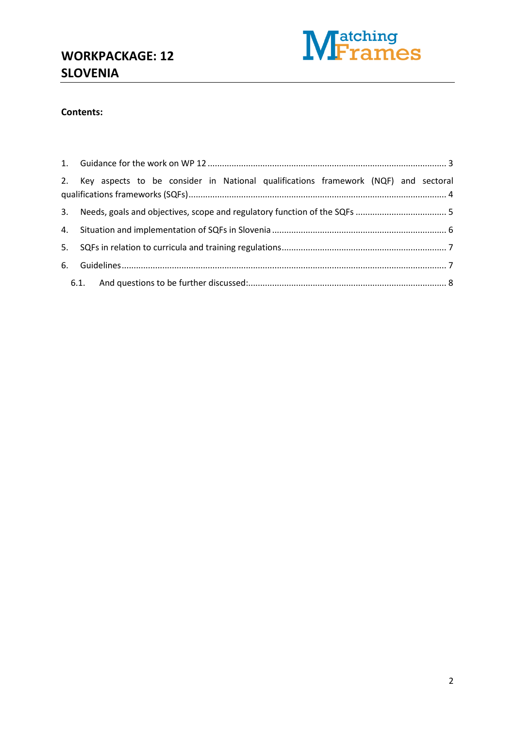# WORKPACKAGE: 12
# SLOVENIA

**Contents:**

1. Guidance for the work on WP 12 ........................................................................ 3
2. Key aspects to be consider in National qualifications framework (NQF) and sectoral qualifications frameworks (SQFs) ........................................................................ 4
3. Needs, goals and objectives, scope and regulatory function of the SQFs ........................................ 5
4. Situation and implementation of SQFs in Slovenia ........................................................................ 6
5. SQFs in relation to curricula and training regulations ........................................................................ 7
6. Guidelines ........................................................................ 7
   6.1. And questions to be further discussed: ........................................................................ 8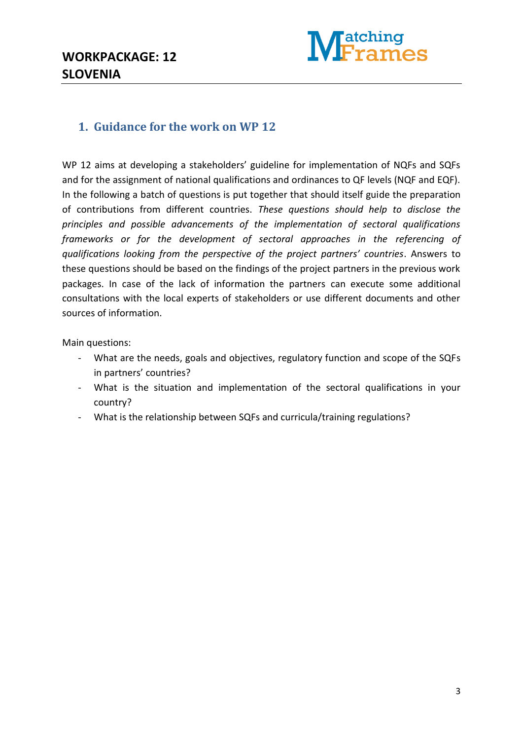# 1. Guidance for the work on WP 12

WP 12 aims at developing a stakeholders' guideline for implementation of NQFs and SQFs and for the assignment of national qualifications and ordinances to QF levels (NQF and EQF). In the following a batch of questions is put together that should itself guide the preparation of contributions from different countries. *These questions should help to disclose the principles and possible advancements of the implementation of sectoral qualifications frameworks or for the development of sectoral approaches in the referencing of qualifications looking from the perspective of the project partners' countries*. Answers to these questions should be based on the findings of the project partners in the previous work packages. In case of the lack of information the partners can execute some additional consultations with the local experts of stakeholders or use different documents and other sources of information.

Main questions:

- What are the needs, goals and objectives, regulatory function and scope of the SQFs in partners' countries?
- What is the situation and implementation of the sectoral qualifications in your country?
- What is the relationship between SQFs and curricula/training regulations?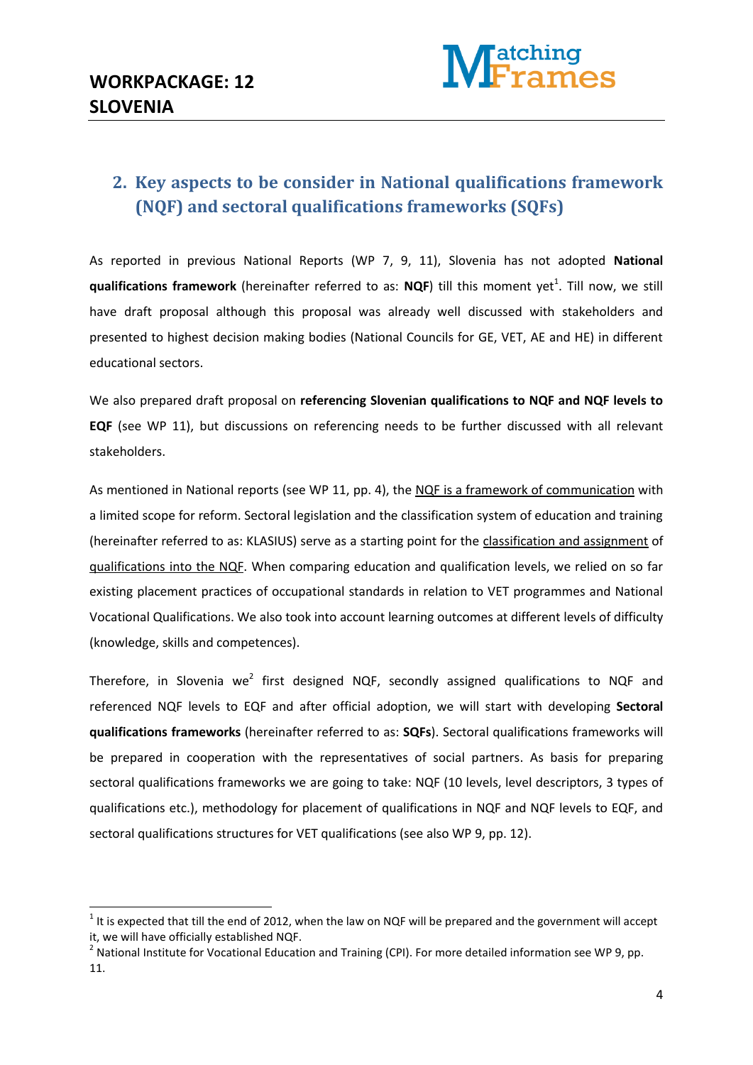## 2. Key aspects to be consider in National qualifications framework (NQF) and sectoral qualifications frameworks (SQFs)

As reported in previous National Reports (WP 7, 9, 11), Slovenia has not adopted **National qualifications framework** (hereinafter referred to as: **NQF**) till this moment yet[1]. Till now, we still have draft proposal although this proposal was already well discussed with stakeholders and presented to highest decision making bodies (National Councils for GE, VET, AE and HE) in different educational sectors.

We also prepared draft proposal on **referencing Slovenian qualifications to NQF and NQF levels to EQF** (see WP 11), but discussions on referencing needs to be further discussed with all relevant stakeholders.

As mentioned in National reports (see WP 11, pp. 4), the NQF is a framework of communication with a limited scope for reform. Sectoral legislation and the classification system of education and training (hereinafter referred to as: KLASIUS) serve as a starting point for the classification and assignment of qualifications into the NQF. When comparing education and qualification levels, we relied on so far existing placement practices of occupational standards in relation to VET programmes and National Vocational Qualifications. We also took into account learning outcomes at different levels of difficulty (knowledge, skills and competences).

Therefore, in Slovenia we[2] first designed NQF, secondly assigned qualifications to NQF and referenced NQF levels to EQF and after official adoption, we will start with developing **Sectoral qualifications frameworks** (hereinafter referred to as: **SQFs**). Sectoral qualifications frameworks will be prepared in cooperation with the representatives of social partners. As basis for preparing sectoral qualifications frameworks we are going to take: NQF (10 levels, level descriptors, 3 types of qualifications etc.), methodology for placement of qualifications in NQF and NQF levels to EQF, and sectoral qualifications structures for VET qualifications (see also WP 9, pp. 12).

---

[1] It is expected that till the end of 2012, when the law on NQF will be prepared and the government will accept it, we will have officially established NQF.

[2] National Institute for Vocational Education and Training (CPI). For more detailed information see WP 9, pp. 11.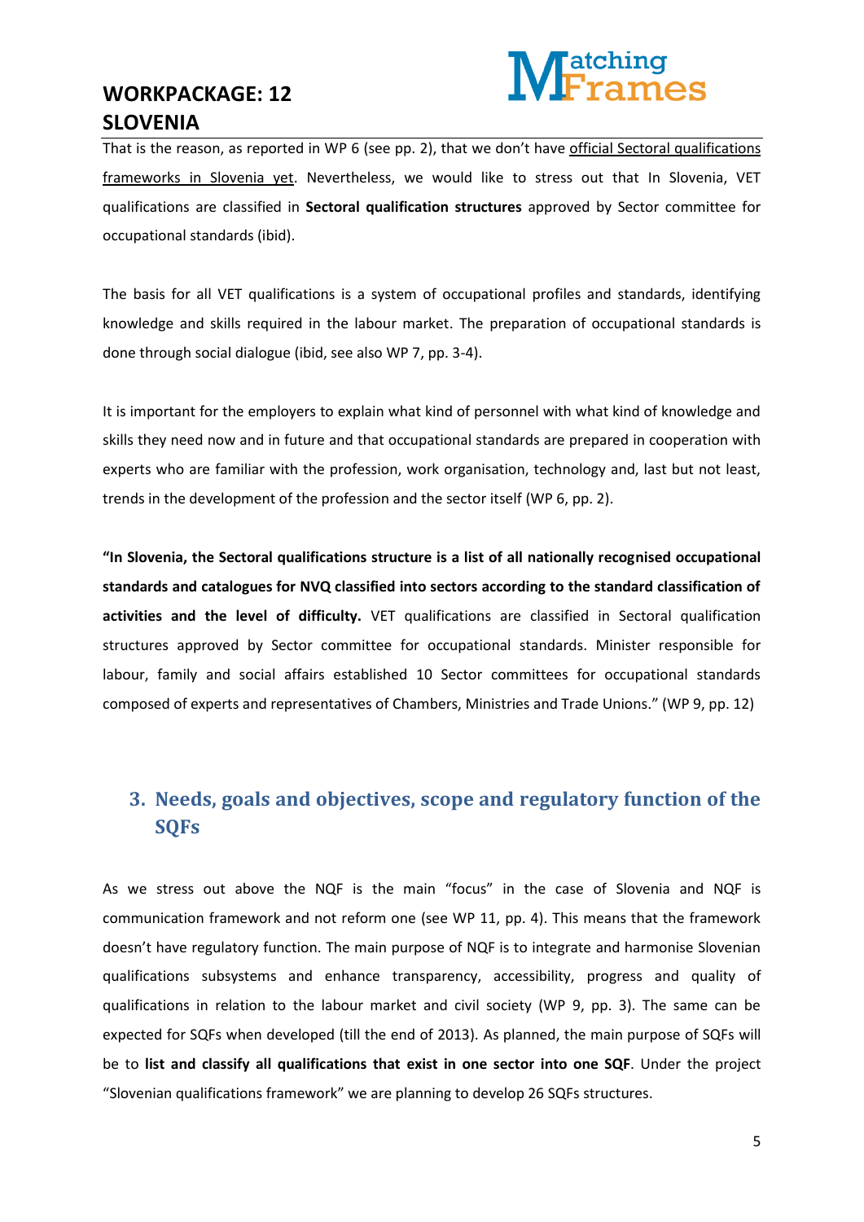That is the reason, as reported in WP 6 (see pp. 2), that we don't have official Sectoral qualifications frameworks in Slovenia yet. Nevertheless, we would like to stress out that In Slovenia, VET qualifications are classified in **Sectoral qualification structures** approved by Sector committee for occupational standards (ibid).

The basis for all VET qualifications is a system of occupational profiles and standards, identifying knowledge and skills required in the labour market. The preparation of occupational standards is done through social dialogue (ibid, see also WP 7, pp. 3-4).

It is important for the employers to explain what kind of personnel with what kind of knowledge and skills they need now and in future and that occupational standards are prepared in cooperation with experts who are familiar with the profession, work organisation, technology and, last but not least, trends in the development of the profession and the sector itself (WP 6, pp. 2).

**"In Slovenia, the Sectoral qualifications structure is a list of all nationally recognised occupational standards and catalogues for NVQ classified into sectors according to the standard classification of activities and the level of difficulty.** VET qualifications are classified in Sectoral qualification structures approved by Sector committee for occupational standards. Minister responsible for labour, family and social affairs established 10 Sector committees for occupational standards composed of experts and representatives of Chambers, Ministries and Trade Unions." (WP 9, pp. 12)

## 3. Needs, goals and objectives, scope and regulatory function of the SQFs

As we stress out above the NQF is the main "focus" in the case of Slovenia and NQF is communication framework and not reform one (see WP 11, pp. 4). This means that the framework doesn't have regulatory function. The main purpose of NQF is to integrate and harmonise Slovenian qualifications subsystems and enhance transparency, accessibility, progress and quality of qualifications in relation to the labour market and civil society (WP 9, pp. 3). The same can be expected for SQFs when developed (till the end of 2013). As planned, the main purpose of SQFs will be to **list and classify all qualifications that exist in one sector into one SQF**. Under the project "Slovenian qualifications framework" we are planning to develop 26 SQFs structures.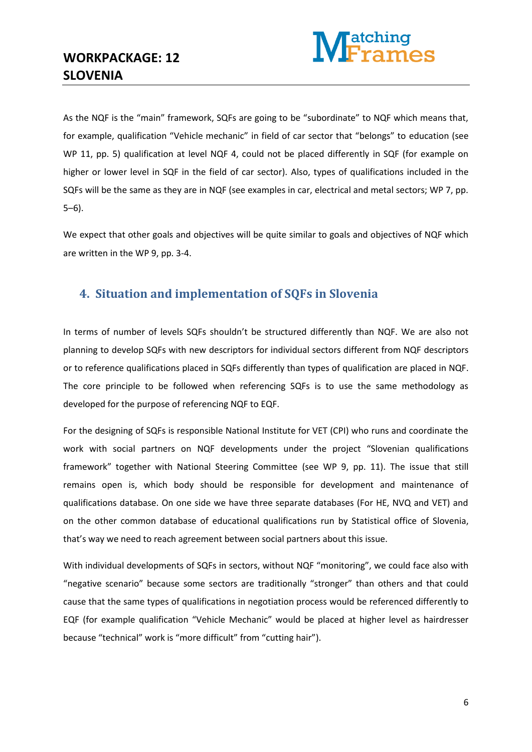As the NQF is the "main" framework, SQFs are going to be "subordinate" to NQF which means that, for example, qualification "Vehicle mechanic" in field of car sector that "belongs" to education (see WP 11, pp. 5) qualification at level NQF 4, could not be placed differently in SQF (for example on higher or lower level in SQF in the field of car sector). Also, types of qualifications included in the SQFs will be the same as they are in NQF (see examples in car, electrical and metal sectors; WP 7, pp. 5–6).

We expect that other goals and objectives will be quite similar to goals and objectives of NQF which are written in the WP 9, pp. 3-4.

## 4. Situation and implementation of SQFs in Slovenia

In terms of number of levels SQFs shouldn't be structured differently than NQF. We are also not planning to develop SQFs with new descriptors for individual sectors different from NQF descriptors or to reference qualifications placed in SQFs differently than types of qualification are placed in NQF. The core principle to be followed when referencing SQFs is to use the same methodology as developed for the purpose of referencing NQF to EQF.

For the designing of SQFs is responsible National Institute for VET (CPI) who runs and coordinate the work with social partners on NQF developments under the project "Slovenian qualifications framework" together with National Steering Committee (see WP 9, pp. 11). The issue that still remains open is, which body should be responsible for development and maintenance of qualifications database. On one side we have three separate databases (For HE, NVQ and VET) and on the other common database of educational qualifications run by Statistical office of Slovenia, that's way we need to reach agreement between social partners about this issue.

With individual developments of SQFs in sectors, without NQF "monitoring", we could face also with "negative scenario" because some sectors are traditionally "stronger" than others and that could cause that the same types of qualifications in negotiation process would be referenced differently to EQF (for example qualification "Vehicle Mechanic" would be placed at higher level as hairdresser because "technical" work is "more difficult" from "cutting hair").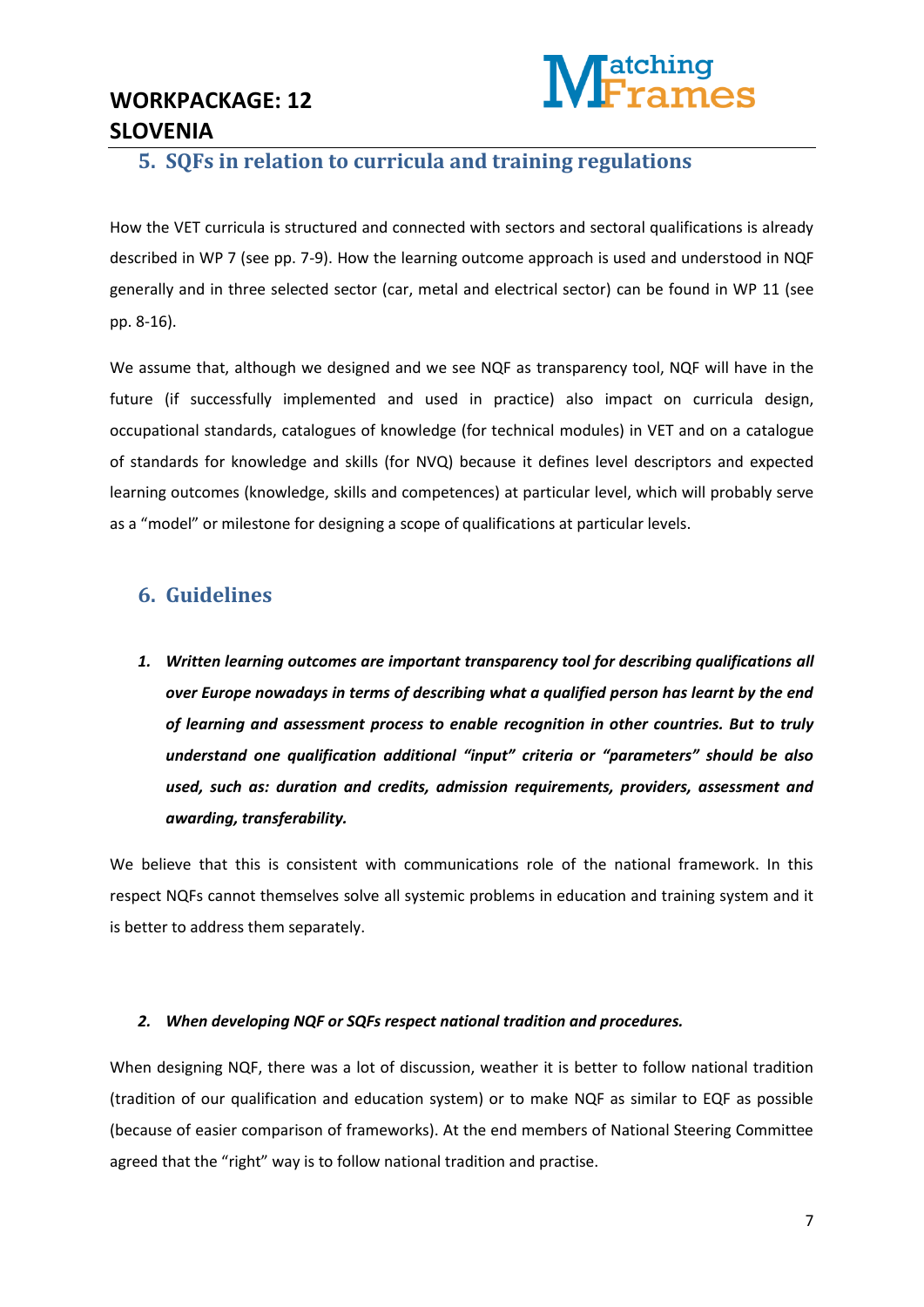## 5. SQFs in relation to curricula and training regulations

How the VET curricula is structured and connected with sectors and sectoral qualifications is already described in WP 7 (see pp. 7-9). How the learning outcome approach is used and understood in NQF generally and in three selected sector (car, metal and electrical sector) can be found in WP 11 (see pp. 8-16).

We assume that, although we designed and we see NQF as transparency tool, NQF will have in the future (if successfully implemented and used in practice) also impact on curricula design, occupational standards, catalogues of knowledge (for technical modules) in VET and on a catalogue of standards for knowledge and skills (for NVQ) because it defines level descriptors and expected learning outcomes (knowledge, skills and competences) at particular level, which will probably serve as a "model" or milestone for designing a scope of qualifications at particular levels.

## 6. Guidelines

1. ***Written learning outcomes are important transparency tool for describing qualifications all over Europe nowadays in terms of describing what a qualified person has learnt by the end of learning and assessment process to enable recognition in other countries. But to truly understand one qualification additional "input" criteria or "parameters" should be also used, such as: duration and credits, admission requirements, providers, assessment and awarding, transferability.***

We believe that this is consistent with communications role of the national framework. In this respect NQFs cannot themselves solve all systemic problems in education and training system and it is better to address them separately.

2. ***When developing NQF or SQFs respect national tradition and procedures.***

When designing NQF, there was a lot of discussion, weather it is better to follow national tradition (tradition of our qualification and education system) or to make NQF as similar to EQF as possible (because of easier comparison of frameworks). At the end members of National Steering Committee agreed that the "right" way is to follow national tradition and practise.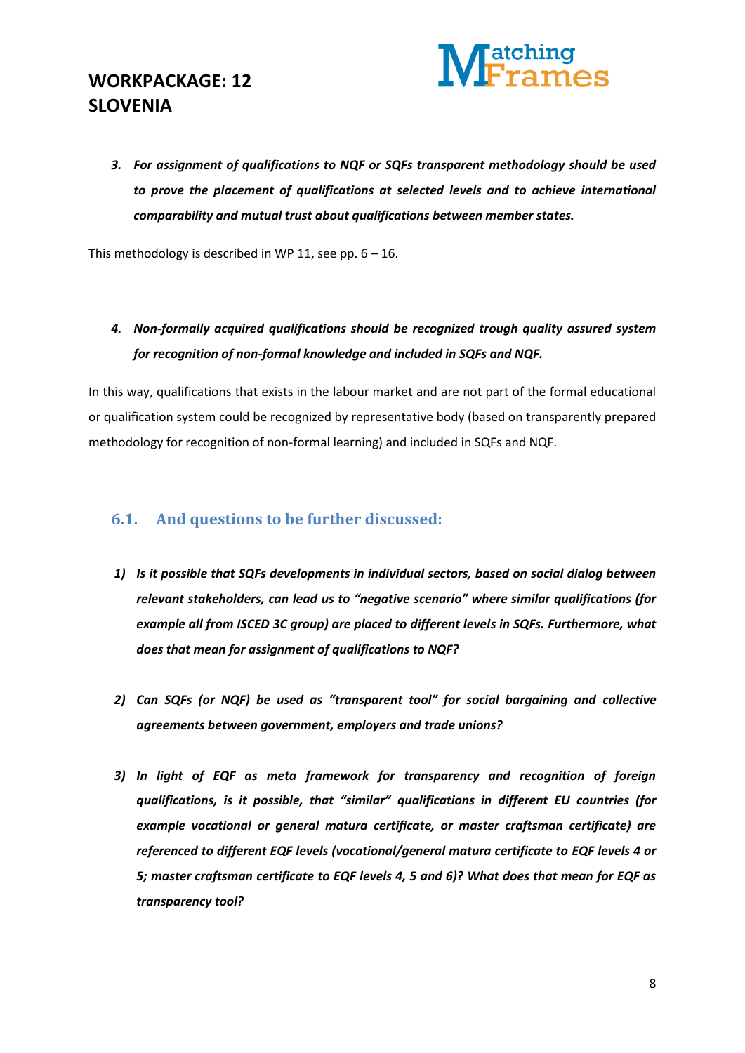3. ***For assignment of qualifications to NQF or SQFs transparent methodology should be used to prove the placement of qualifications at selected levels and to achieve international comparability and mutual trust about qualifications between member states.***

This methodology is described in WP 11, see pp. 6 – 16.

4. ***Non-formally acquired qualifications should be recognized trough quality assured system for recognition of non-formal knowledge and included in SQFs and NQF.***

In this way, qualifications that exists in the labour market and are not part of the formal educational or qualification system could be recognized by representative body (based on transparently prepared methodology for recognition of non-formal learning) and included in SQFs and NQF.

## 6.1. And questions to be further discussed:

1) ***Is it possible that SQFs developments in individual sectors, based on social dialog between relevant stakeholders, can lead us to "negative scenario" where similar qualifications (for example all from ISCED 3C group) are placed to different levels in SQFs. Furthermore, what does that mean for assignment of qualifications to NQF?***

2) ***Can SQFs (or NQF) be used as "transparent tool" for social bargaining and collective agreements between government, employers and trade unions?***

3) ***In light of EQF as meta framework for transparency and recognition of foreign qualifications, is it possible, that "similar" qualifications in different EU countries (for example vocational or general matura certificate, or master craftsman certificate) are referenced to different EQF levels (vocational/general matura certificate to EQF levels 4 or 5; master craftsman certificate to EQF levels 4, 5 and 6)? What does that mean for EQF as transparency tool?***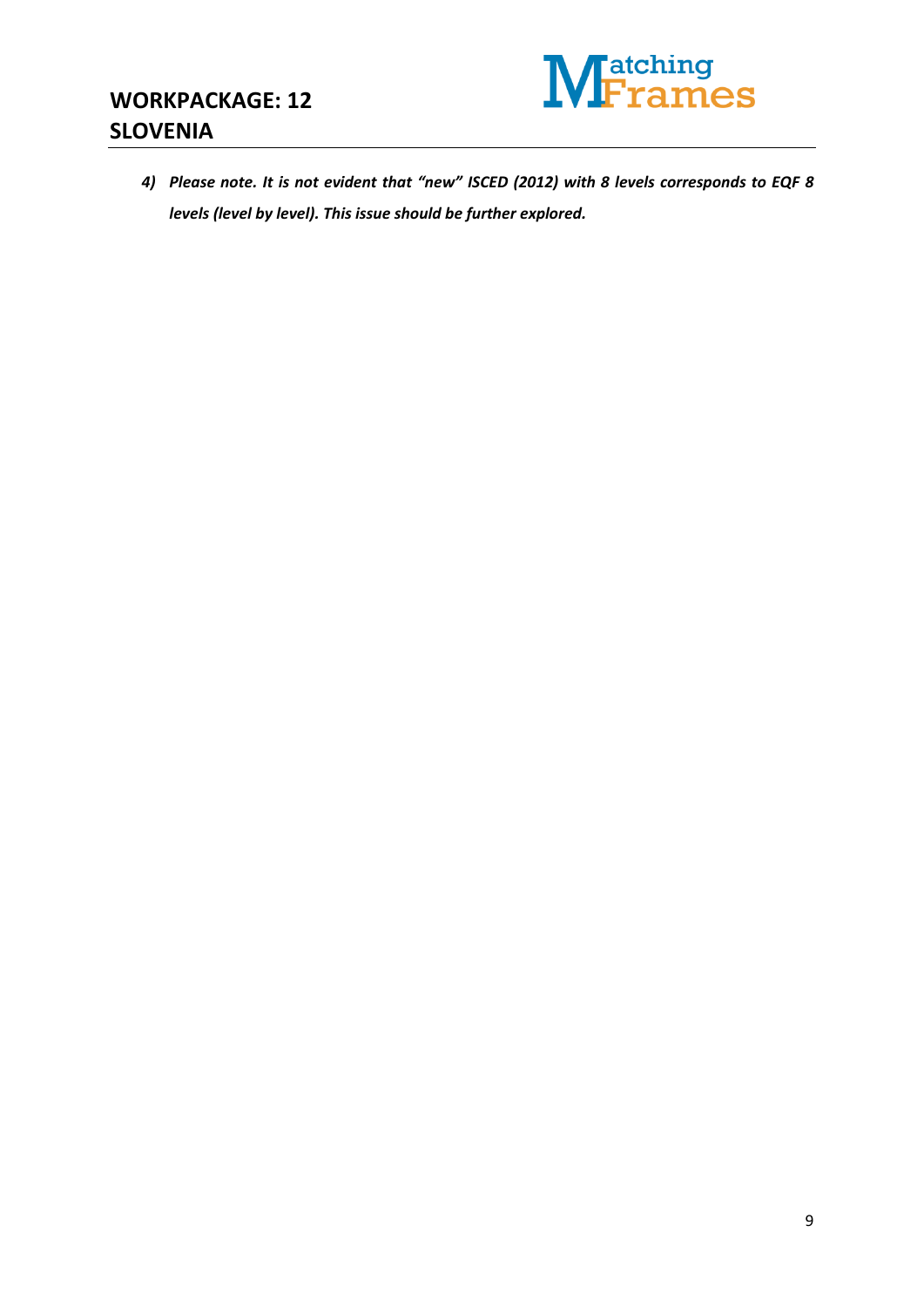4) ***Please note. It is not evident that "new" ISCED (2012) with 8 levels corresponds to EQF 8 levels (level by level). This issue should be further explored.***